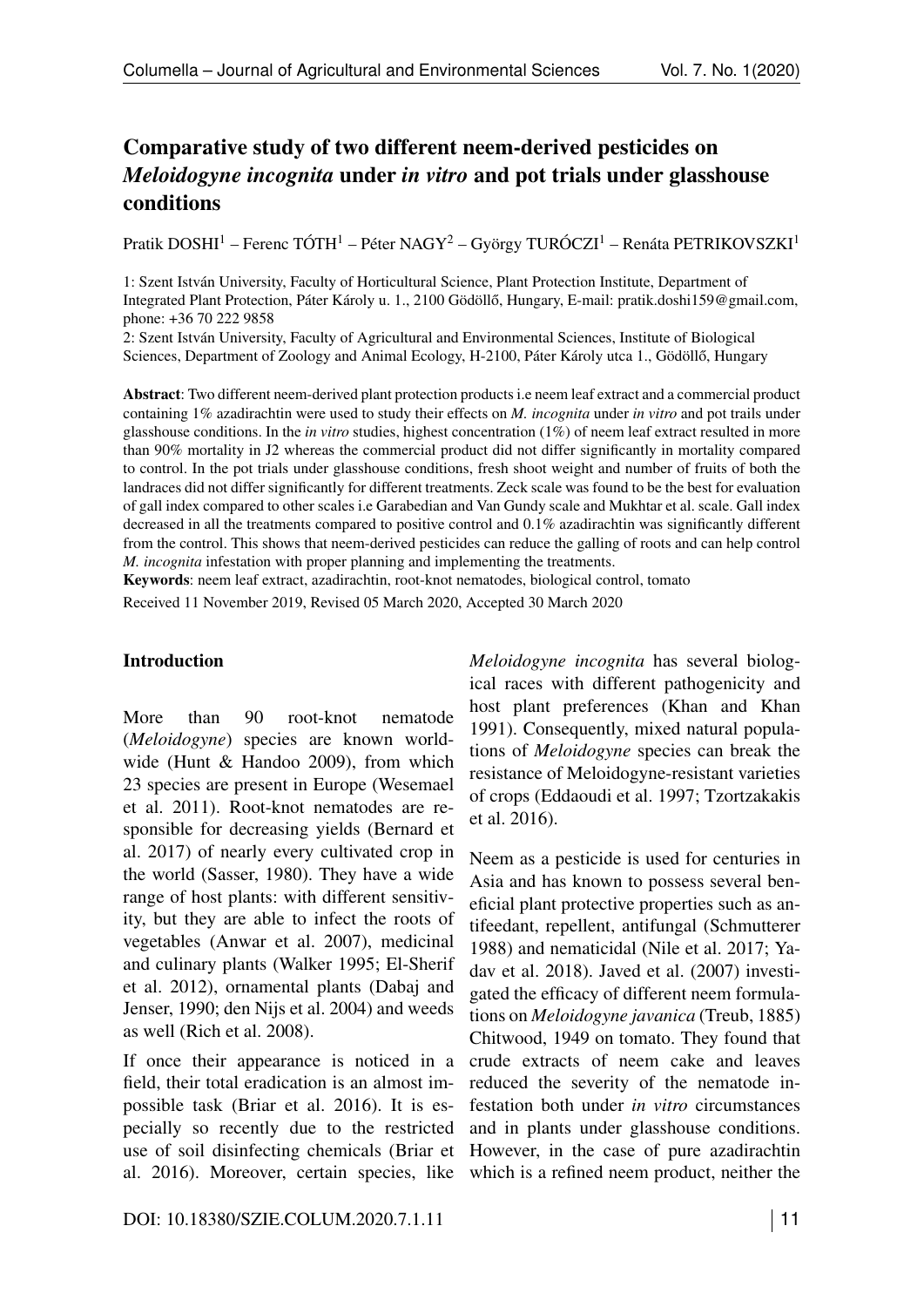# Comparative study of two different neem-derived pesticides on *Meloidogyne incognita* under *in vitro* and pot trials under glasshouse conditions

Pratik DOSHI[1] – Ferenc TÓTH[1] – Péter NAGY[2] – György TURÓCZI[1] – Renáta PETRIKOVSZKI[1]

1: Szent István University, Faculty of Horticultural Science, Plant Protection Institute, Department of Integrated Plant Protection, Páter Károly u. 1., 2100 Gödöllő, Hungary, E-mail: pratik.doshi159@gmail.com, phone: +36 70 222 9858

2: Szent István University, Faculty of Agricultural and Environmental Sciences, Institute of Biological Sciences, Department of Zoology and Animal Ecology, H-2100, Páter Károly utca 1., Gödöllő, Hungary

**Abstract**: Two different neem-derived plant protection products i.e neem leaf extract and a commercial product containing 1% azadirachtin were used to study their effects on *M. incognita* under *in vitro* and pot trails under glasshouse conditions. In the *in vitro* studies, highest concentration (1%) of neem leaf extract resulted in more than 90% mortality in J2 whereas the commercial product did not differ significantly in mortality compared to control. In the pot trials under glasshouse conditions, fresh shoot weight and number of fruits of both the landraces did not differ significantly for different treatments. Zeck scale was found to be the best for evaluation of gall index compared to other scales i.e Garabedian and Van Gundy scale and Mukhtar et al. scale. Gall index decreased in all the treatments compared to positive control and 0.1% azadirachtin was significantly different from the control. This shows that neem-derived pesticides can reduce the galling of roots and can help control *M. incognita* infestation with proper planning and implementing the treatments.

**Keywords**: neem leaf extract, azadirachtin, root-knot nematodes, biological control, tomato

Received 11 November 2019, Revised 05 March 2020, Accepted 30 March 2020

## Introduction

More than 90 root-knot nematode (*Meloidogyne*) species are known worldwide (Hunt & Handoo 2009), from which 23 species are present in Europe (Wesemael et al. 2011). Root-knot nematodes are responsible for decreasing yields (Bernard et al. 2017) of nearly every cultivated crop in the world (Sasser, 1980). They have a wide range of host plants: with different sensitivity, but they are able to infect the roots of vegetables (Anwar et al. 2007), medicinal and culinary plants (Walker 1995; El-Sherif et al. 2012), ornamental plants (Dabaj and Jenser, 1990; den Nijs et al. 2004) and weeds as well (Rich et al. 2008).

If once their appearance is noticed in a field, their total eradication is an almost impossible task (Briar et al. 2016). It is especially so recently due to the restricted use of soil disinfecting chemicals (Briar et al. 2016). Moreover, certain species, like *Meloidogyne incognita* has several biological races with different pathogenicity and host plant preferences (Khan and Khan 1991). Consequently, mixed natural populations of *Meloidogyne* species can break the resistance of Meloidogyne-resistant varieties of crops (Eddaoudi et al. 1997; Tzortzakakis et al. 2016).

Neem as a pesticide is used for centuries in Asia and has known to possess several beneficial plant protective properties such as antifeedant, repellent, antifungal (Schmutterer 1988) and nematicidal (Nile et al. 2017; Yadav et al. 2018). Javed et al. (2007) investigated the efficacy of different neem formulations on *Meloidogyne javanica* (Treub, 1885) Chitwood, 1949 on tomato. They found that crude extracts of neem cake and leaves reduced the severity of the nematode infestation both under *in vitro* circumstances and in plants under glasshouse conditions. However, in the case of pure azadirachtin which is a refined neem product, neither the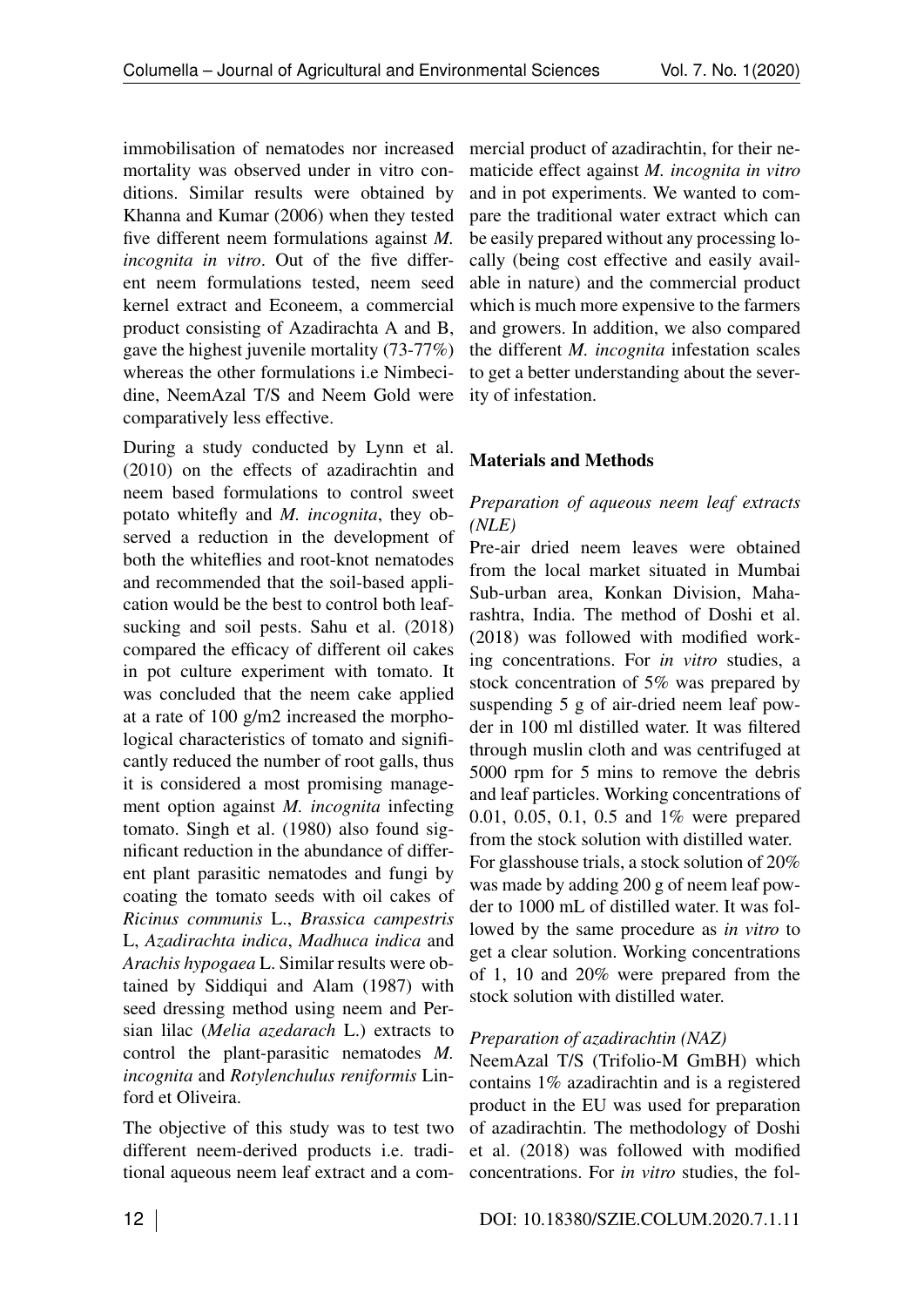immobilisation of nematodes nor increased mortality was observed under in vitro conditions. Similar results were obtained by Khanna and Kumar (2006) when they tested five different neem formulations against *M. incognita in vitro*. Out of the five different neem formulations tested, neem seed kernel extract and Econeem, a commercial product consisting of Azadirachta A and B, gave the highest juvenile mortality (73-77%) whereas the other formulations i.e Nimbecidine, NeemAzal T/S and Neem Gold were comparatively less effective.

During a study conducted by Lynn et al. (2010) on the effects of azadirachtin and neem based formulations to control sweet potato whitefly and *M. incognita*, they observed a reduction in the development of both the whiteflies and root-knot nematodes and recommended that the soil-based application would be the best to control both leaf-sucking and soil pests. Sahu et al. (2018) compared the efficacy of different oil cakes in pot culture experiment with tomato. It was concluded that the neem cake applied at a rate of 100 g/m2 increased the morphological characteristics of tomato and significantly reduced the number of root galls, thus it is considered a most promising management option against *M. incognita* infecting tomato. Singh et al. (1980) also found significant reduction in the abundance of different plant parasitic nematodes and fungi by coating the tomato seeds with oil cakes of *Ricinus communis* L., *Brassica campestris* L, *Azadirachta indica*, *Madhuca indica* and *Arachis hypogaea* L. Similar results were obtained by Siddiqui and Alam (1987) with seed dressing method using neem and Persian lilac (*Melia azedarach* L.) extracts to control the plant-parasitic nematodes *M. incognita* and *Rotylenchulus reniformis* Linford et Oliveira.

The objective of this study was to test two different neem-derived products i.e. traditional aqueous neem leaf extract and a commercial product of azadirachtin, for their nematicide effect against *M. incognita in vitro* and in pot experiments. We wanted to compare the traditional water extract which can be easily prepared without any processing locally (being cost effective and easily available in nature) and the commercial product which is much more expensive to the farmers and growers. In addition, we also compared the different *M. incognita* infestation scales to get a better understanding about the severity of infestation.

## Materials and Methods

### *Preparation of aqueous neem leaf extracts (NLE)*

Pre-air dried neem leaves were obtained from the local market situated in Mumbai Sub-urban area, Konkan Division, Maharashtra, India. The method of Doshi et al. (2018) was followed with modified working concentrations. For *in vitro* studies, a stock concentration of 5% was prepared by suspending 5 g of air-dried neem leaf powder in 100 ml distilled water. It was filtered through muslin cloth and was centrifuged at 5000 rpm for 5 mins to remove the debris and leaf particles. Working concentrations of 0.01, 0.05, 0.1, 0.5 and 1% were prepared from the stock solution with distilled water.

For glasshouse trials, a stock solution of 20% was made by adding 200 g of neem leaf powder to 1000 mL of distilled water. It was followed by the same procedure as *in vitro* to get a clear solution. Working concentrations of 1, 10 and 20% were prepared from the stock solution with distilled water.

### *Preparation of azadirachtin (NAZ)*

NeemAzal T/S (Trifolio-M GmBH) which contains 1% azadirachtin and is a registered product in the EU was used for preparation of azadirachtin. The methodology of Doshi et al. (2018) was followed with modified concentrations. For *in vitro* studies, the fol-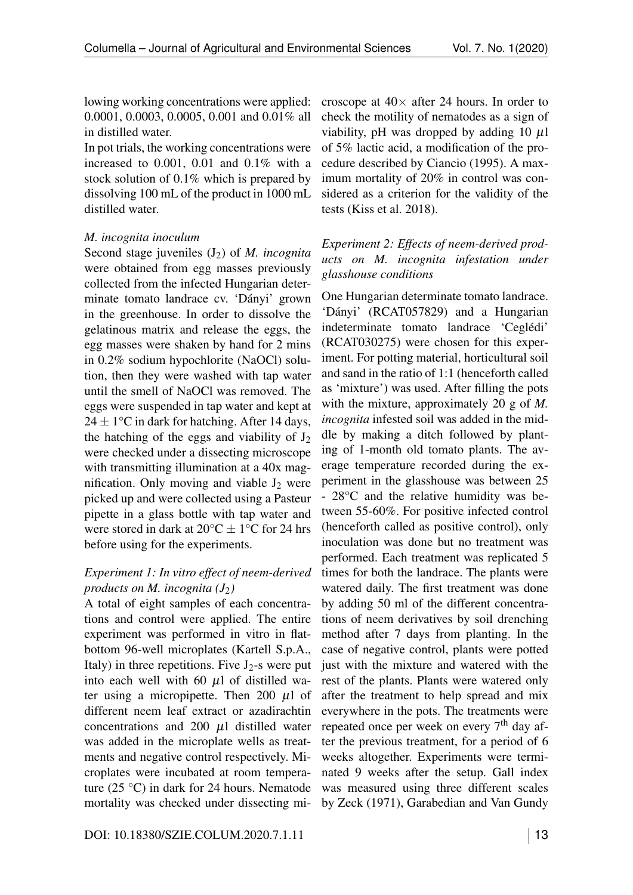lowing working concentrations were applied: 0.0001, 0.0003, 0.0005, 0.001 and 0.01% all in distilled water.

In pot trials, the working concentrations were increased to 0.001, 0.01 and 0.1% with a stock solution of 0.1% which is prepared by dissolving 100 mL of the product in 1000 mL distilled water.

*M. incognita inoculum*

Second stage juveniles ($J_2$) of *M. incognita* were obtained from egg masses previously collected from the infected Hungarian determinate tomato landrace cv. 'Dányi' grown in the greenhouse. In order to dissolve the gelatinous matrix and release the eggs, the egg masses were shaken by hand for 2 mins in 0.2% sodium hypochlorite (NaOCl) solution, then they were washed with tap water until the smell of NaOCl was removed. The eggs were suspended in tap water and kept at $24 \pm 1$°C in dark for hatching. After 14 days, the hatching of the eggs and viability of $J_2$ were checked under a dissecting microscope with transmitting illumination at a 40x magnification. Only moving and viable $J_2$ were picked up and were collected using a Pasteur pipette in a glass bottle with tap water and were stored in dark at 20°C $\pm$ 1°C for 24 hrs before using for the experiments.

*Experiment 1: In vitro effect of neem-derived products on M. incognita ($J_2$)*

A total of eight samples of each concentrations and control were applied. The entire experiment was performed in vitro in flat-bottom 96-well microplates (Kartell S.p.A., Italy) in three repetitions. Five $J_2$-s were put into each well with 60 $\mu$l of distilled water using a micropipette. Then 200 $\mu$l of different neem leaf extract or azadirachtin concentrations and 200 $\mu$l distilled water was added in the microplate wells as treatments and negative control respectively. Microplates were incubated at room temperature (25 °C) in dark for 24 hours. Nematode mortality was checked under dissecting microscope at $40\times$ after 24 hours. In order to check the motility of nematodes as a sign of viability, pH was dropped by adding 10 $\mu$l of 5% lactic acid, a modification of the procedure described by Ciancio (1995). A maximum mortality of 20% in control was considered as a criterion for the validity of the tests (Kiss et al. 2018).

*Experiment 2: Effects of neem-derived products on M. incognita infestation under glasshouse conditions*

One Hungarian determinate tomato landrace. 'Dányi' (RCAT057829) and a Hungarian indeterminate tomato landrace 'Ceglédi' (RCAT030275) were chosen for this experiment. For potting material, horticultural soil and sand in the ratio of 1:1 (henceforth called as 'mixture') was used. After filling the pots with the mixture, approximately 20 g of *M. incognita* infested soil was added in the middle by making a ditch followed by planting of 1-month old tomato plants. The average temperature recorded during the experiment in the glasshouse was between 25 - 28°C and the relative humidity was between 55-60%. For positive infected control (henceforth called as positive control), only inoculation was done but no treatment was performed. Each treatment was replicated 5 times for both the landrace. The plants were watered daily. The first treatment was done by adding 50 ml of the different concentrations of neem derivatives by soil drenching method after 7 days from planting. In the case of negative control, plants were potted just with the mixture and watered with the rest of the plants. Plants were watered only after the treatment to help spread and mix everywhere in the pots. The treatments were repeated once per week on every 7th day after the previous treatment, for a period of 6 weeks altogether. Experiments were terminated 9 weeks after the setup. Gall index was measured using three different scales by Zeck (1971), Garabedian and Van Gundy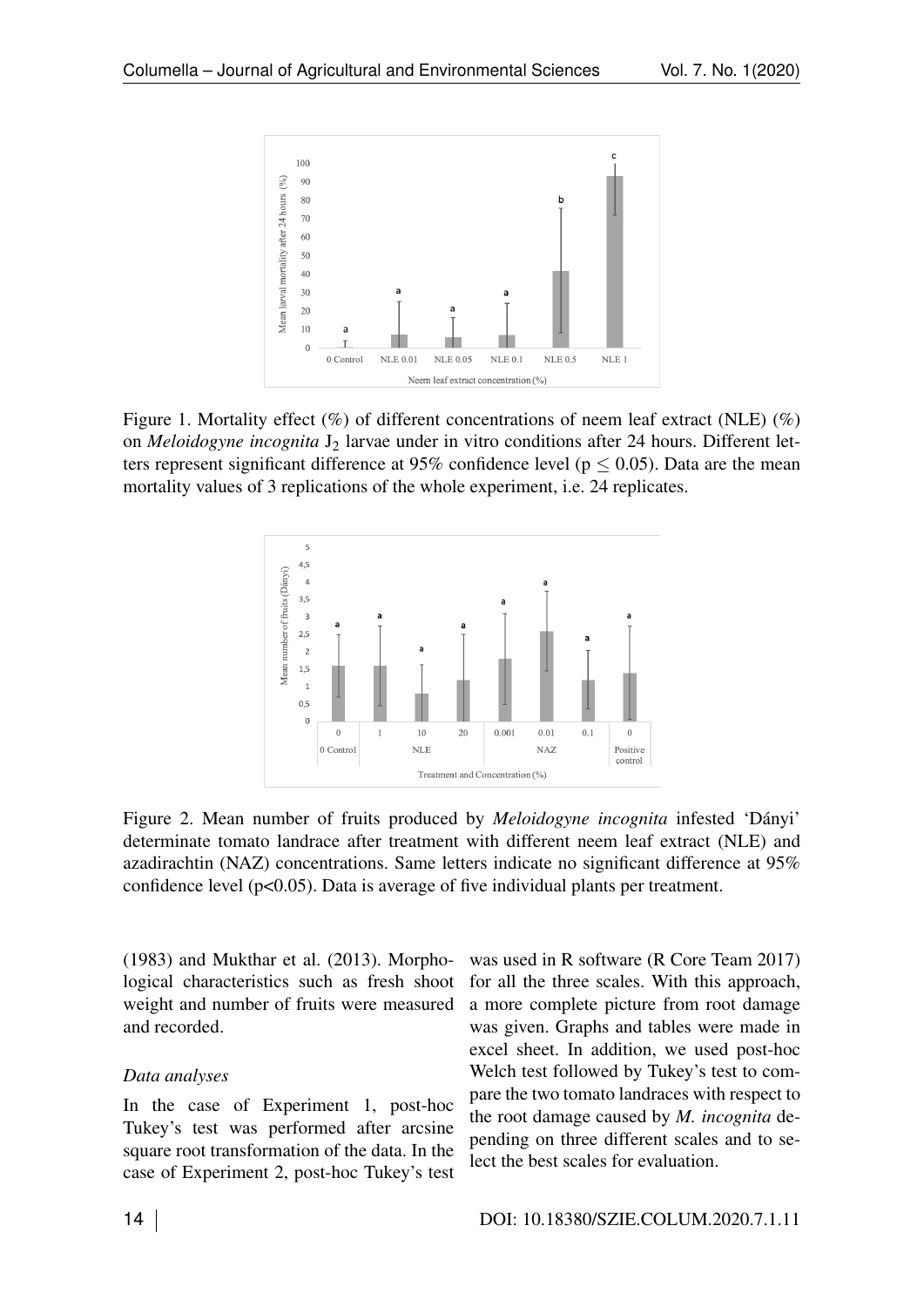Figure 1. Mortality effect (%) of different concentrations of neem leaf extract (NLE) (%) on *Meloidogyne incognita* $J_2$ larvae under in vitro conditions after 24 hours. Different letters represent significant difference at 95% confidence level ($p \leq 0.05$). Data are the mean mortality values of 3 replications of the whole experiment, i.e. 24 replicates.

Figure 2. Mean number of fruits produced by *Meloidogyne incognita* infested 'Dányi' determinate tomato landrace after treatment with different neem leaf extract (NLE) and azadirachtin (NAZ) concentrations. Same letters indicate no significant difference at 95% confidence level ($p<0.05$). Data is average of five individual plants per treatment.

(1983) and Mukthar et al. (2013). Morphological characteristics such as fresh shoot weight and number of fruits were measured and recorded.

*Data analyses*

In the case of Experiment 1, post-hoc Tukey's test was performed after arcsine square root transformation of the data. In the case of Experiment 2, post-hoc Tukey's test was used in R software (R Core Team 2017) for all the three scales. With this approach, a more complete picture from root damage was given. Graphs and tables were made in excel sheet. In addition, we used post-hoc Welch test followed by Tukey's test to compare the two tomato landraces with respect to the root damage caused by *M. incognita* depending on three different scales and to select the best scales for evaluation.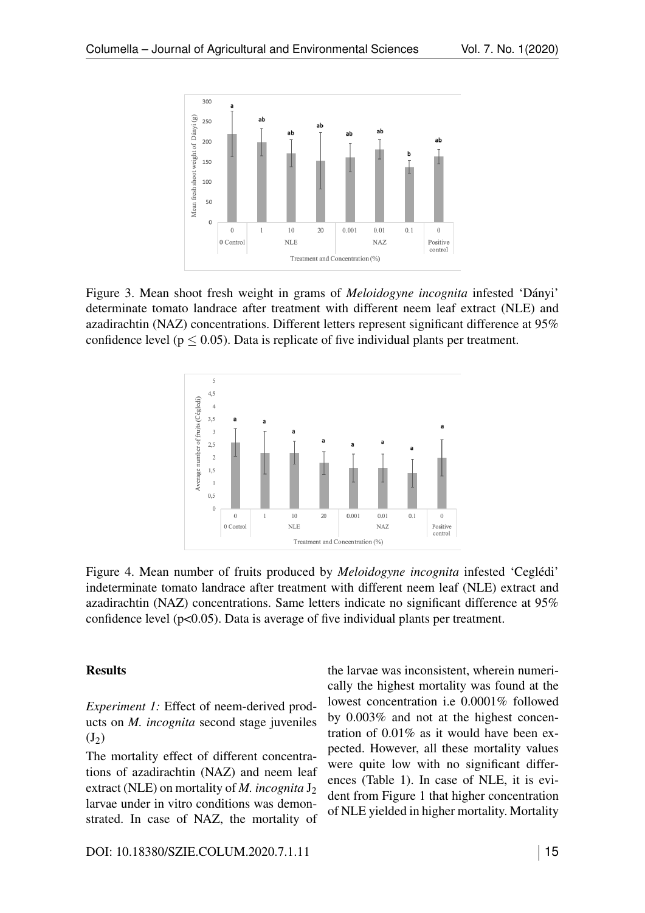Figure 3. Mean shoot fresh weight in grams of *Meloidogyne incognita* infested 'Dányi' determinate tomato landrace after treatment with different neem leaf extract (NLE) and azadirachtin (NAZ) concentrations. Different letters represent significant difference at 95% confidence level ($p \leq 0.05$). Data is replicate of five individual plants per treatment.

Figure 4. Mean number of fruits produced by *Meloidogyne incognita* infested 'Ceglédi' indeterminate tomato landrace after treatment with different neem leaf (NLE) extract and azadirachtin (NAZ) concentrations. Same letters indicate no significant difference at 95% confidence level ($p<0.05$). Data is average of five individual plants per treatment.

## Results

*Experiment 1:* Effect of neem-derived products on *M. incognita* second stage juveniles ($J_2$)

The mortality effect of different concentrations of azadirachtin (NAZ) and neem leaf extract (NLE) on mortality of *M. incognita* $J_2$ larvae under in vitro conditions was demonstrated. In case of NAZ, the mortality of the larvae was inconsistent, wherein numerically the highest mortality was found at the lowest concentration i.e 0.0001% followed by 0.003% and not at the highest concentration of 0.01% as it would have been expected. However, all these mortality values were quite low with no significant differences (Table 1). In case of NLE, it is evident from Figure 1 that higher concentration of NLE yielded in higher mortality. Mortality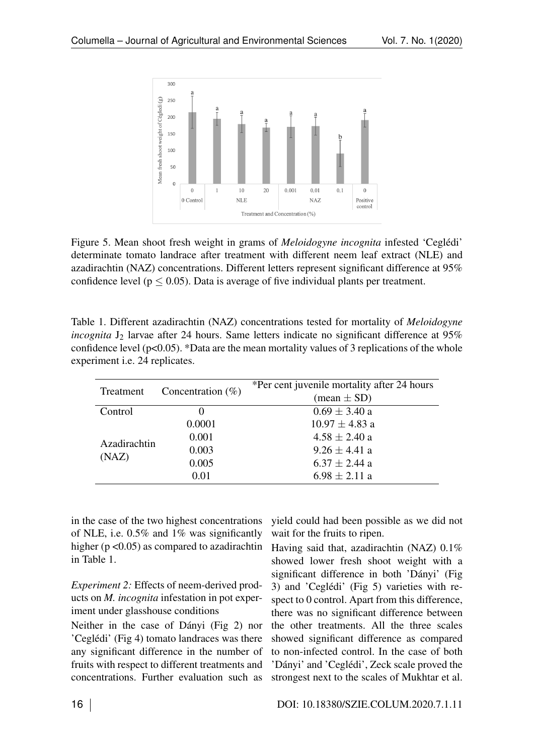Figure 5. Mean shoot fresh weight in grams of *Meloidogyne incognita* infested 'Ceglédi' determinate tomato landrace after treatment with different neem leaf extract (NLE) and azadirachtin (NAZ) concentrations. Different letters represent significant difference at 95% confidence level ($p \leq 0.05$). Data is average of five individual plants per treatment.

Table 1. Different azadirachtin (NAZ) concentrations tested for mortality of *Meloidogyne incognita* $J_2$ larvae after 24 hours. Same letters indicate no significant difference at 95% confidence level ($p<0.05$). *Data are the mean mortality values of 3 replications of the whole experiment i.e. 24 replicates.

| Treatment | Concentration (%) | *Per cent juvenile mortality after 24 hours (mean ± SD) |
|---|---|---|
| Control | 0 | 0.69 ± 3.40 a |
| Azadirachtin (NAZ) | 0.0001 | 10.97 ± 4.83 a |
| | 0.001 | 4.58 ± 2.40 a |
| | 0.003 | 9.26 ± 4.41 a |
| | 0.005 | 6.37 ± 2.44 a |
| | 0.01 | 6.98 ± 2.11 a |

in the case of the two highest concentrations of NLE, i.e. 0.5% and 1% was significantly higher ($p < 0.05$) as compared to azadirachtin in Table 1.

*Experiment 2:* Effects of neem-derived products on *M. incognita* infestation in pot experiment under glasshouse conditions

Neither in the case of Dányi (Fig 2) nor 'Ceglédi' (Fig 4) tomato landraces was there any significant difference in the number of fruits with respect to different treatments and concentrations. Further evaluation such as yield could had been possible as we did not wait for the fruits to ripen.

Having said that, azadirachtin (NAZ) 0.1% showed lower fresh shoot weight with a significant difference in both 'Dányi' (Fig 3) and 'Ceglédi' (Fig 5) varieties with respect to 0 control. Apart from this difference, there was no significant difference between the other treatments. All the three scales showed significant difference as compared to non-infected control. In the case of both 'Dányi' and 'Ceglédi', Zeck scale proved the strongest next to the scales of Mukhtar et al.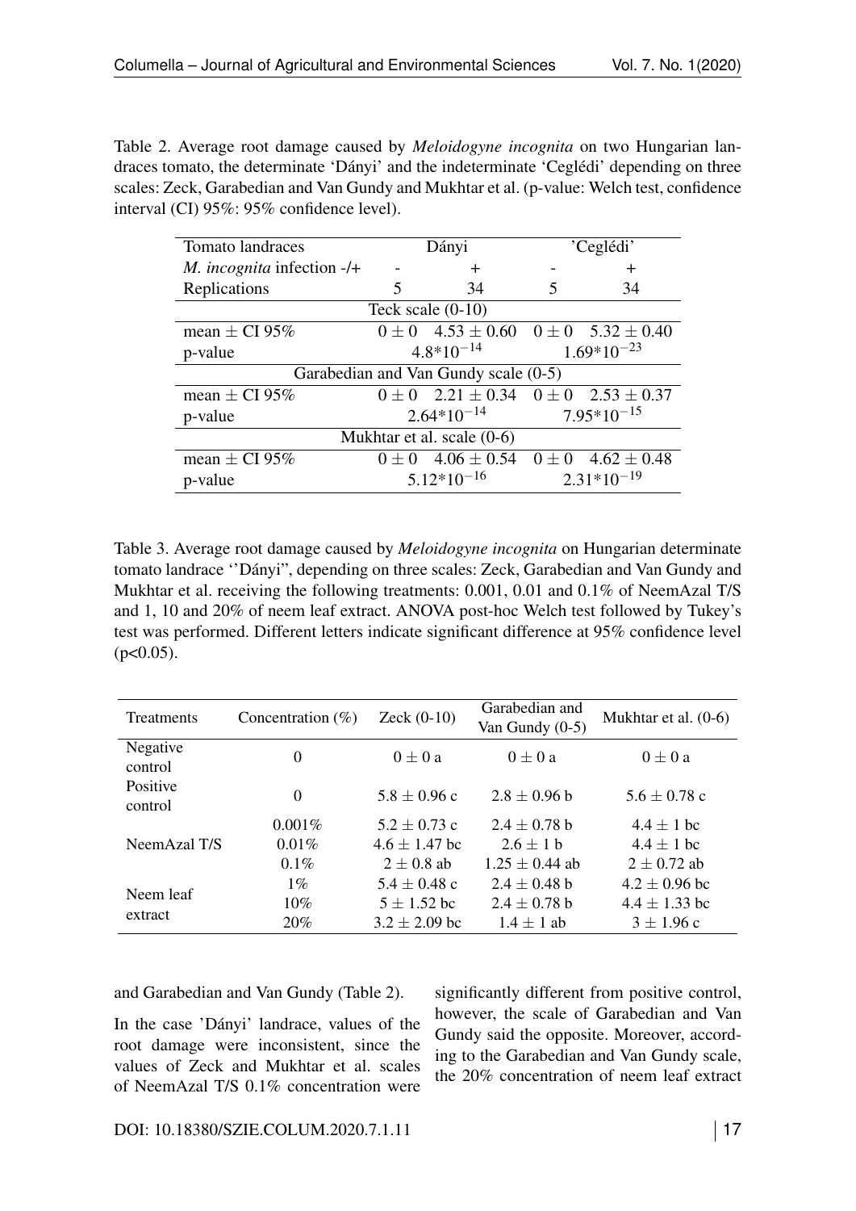Table 2. Average root damage caused by *Meloidogyne incognita* on two Hungarian landraces tomato, the determinate 'Dányi' and the indeterminate 'Ceglédi' depending on three scales: Zeck, Garabedian and Van Gundy and Mukhtar et al. (p-value: Welch test, confidence interval (CI) 95%: 95% confidence level).

| Tomato landraces | Dányi | | 'Ceglédi' | |
|---|---|---|---|---|
| *M. incognita* infection -/+ | - | + | - | + |
| Replications | 5 | 34 | 5 | 34 |
| Teck scale (0-10) | | | | |
| mean ± CI 95% | 0 ± 0 | 4.53 ± 0.60 | 0 ± 0 | 5.32 ± 0.40 |
| p-value | $4.8*10^{-14}$ | | $1.69*10^{-23}$ | |
| Garabedian and Van Gundy scale (0-5) | | | | |
| mean ± CI 95% | 0 ± 0 | 2.21 ± 0.34 | 0 ± 0 | 2.53 ± 0.37 |
| p-value | $2.64*10^{-14}$ | | $7.95*10^{-15}$ | |
| Mukhtar et al. scale (0-6) | | | | |
| mean ± CI 95% | 0 ± 0 | 4.06 ± 0.54 | 0 ± 0 | 4.62 ± 0.48 |
| p-value | $5.12*10^{-16}$ | | $2.31*10^{-19}$ | |

Table 3. Average root damage caused by *Meloidogyne incognita* on Hungarian determinate tomato landrace ''Dányi", depending on three scales: Zeck, Garabedian and Van Gundy and Mukhtar et al. receiving the following treatments: 0.001, 0.01 and 0.1% of NeemAzal T/S and 1, 10 and 20% of neem leaf extract. ANOVA post-hoc Welch test followed by Tukey's test was performed. Different letters indicate significant difference at 95% confidence level (p<0.05).

| Treatments | Concentration (%) | Zeck (0-10) | Garabedian and Van Gundy (0-5) | Mukhtar et al. (0-6) |
|---|---|---|---|---|
| Negative control | 0 | 0 ± 0 a | 0 ± 0 a | 0 ± 0 a |
| Positive control | 0 | 5.8 ± 0.96 c | 2.8 ± 0.96 b | 5.6 ± 0.78 c |
| NeemAzal T/S | 0.001% | 5.2 ± 0.73 c | 2.4 ± 0.78 b | 4.4 ± 1 bc |
| | 0.01% | 4.6 ± 1.47 bc | 2.6 ± 1 b | 4.4 ± 1 bc |
| | 0.1% | 2 ± 0.8 ab | 1.25 ± 0.44 ab | 2 ± 0.72 ab |
| Neem leaf extract | 1% | 5.4 ± 0.48 c | 2.4 ± 0.48 b | 4.2 ± 0.96 bc |
| | 10% | 5 ± 1.52 bc | 2.4 ± 0.78 b | 4.4 ± 1.33 bc |
| | 20% | 3.2 ± 2.09 bc | 1.4 ± 1 ab | 3 ± 1.96 c |

and Garabedian and Van Gundy (Table 2).

In the case 'Dányi' landrace, values of the root damage were inconsistent, since the values of Zeck and Mukhtar et al. scales of NeemAzal T/S 0.1% concentration were significantly different from positive control, however, the scale of Garabedian and Van Gundy said the opposite. Moreover, according to the Garabedian and Van Gundy scale, the 20% concentration of neem leaf extract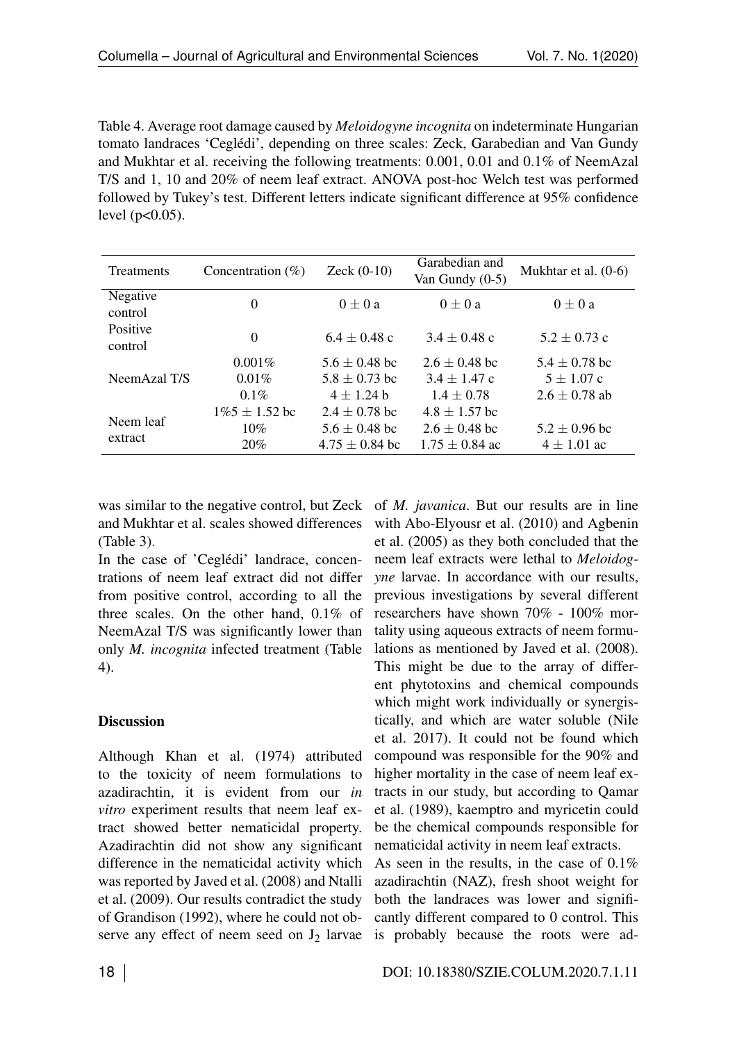Table 4. Average root damage caused by *Meloidogyne incognita* on indeterminate Hungarian tomato landraces 'Ceglédi', depending on three scales: Zeck, Garabedian and Van Gundy and Mukhtar et al. receiving the following treatments: 0.001, 0.01 and 0.1% of NeemAzal T/S and 1, 10 and 20% of neem leaf extract. ANOVA post-hoc Welch test was performed followed by Tukey's test. Different letters indicate significant difference at 95% confidence level (p<0.05).

| Treatments | Concentration (%) | Zeck (0-10) | Garabedian and Van Gundy (0-5) | Mukhtar et al. (0-6) |
|---|---|---|---|---|
| Negative control | 0 | 0 ± 0 a | 0 ± 0 a | 0 ± 0 a |
| Positive control | 0 | 6.4 ± 0.48 c | 3.4 ± 0.48 c | 5.2 ± 0.73 c |
| NeemAzal T/S | 0.001% | 5.6 ± 0.48 bc | 2.6 ± 0.48 bc | 5.4 ± 0.78 bc |
| | 0.01% | 5.8 ± 0.73 bc | 3.4 ± 1.47 c | 5 ± 1.07 c |
| | 0.1% | 4 ± 1.24 b | 1.4 ± 0.78 | 2.6 ± 0.78 ab |
| Neem leaf extract | 1%5 ± 1.52 bc | 2.4 ± 0.78 bc | 4.8 ± 1.57 bc | |
| | 10% | 5.6 ± 0.48 bc | 2.6 ± 0.48 bc | 5.2 ± 0.96 bc |
| | 20% | 4.75 ± 0.84 bc | 1.75 ± 0.84 ac | 4 ± 1.01 ac |

was similar to the negative control, but Zeck and Mukhtar et al. scales showed differences (Table 3).

In the case of 'Ceglédi' landrace, concentrations of neem leaf extract did not differ from positive control, according to all the three scales. On the other hand, 0.1% of NeemAzal T/S was significantly lower than only *M. incognita* infected treatment (Table 4).

## Discussion

Although Khan et al. (1974) attributed to the toxicity of neem formulations to azadirachtin, it is evident from our *in vitro* experiment results that neem leaf extract showed better nematicidal property. Azadirachtin did not show any significant difference in the nematicidal activity which was reported by Javed et al. (2008) and Ntalli et al. (2009). Our results contradict the study of Grandison (1992), where he could not observe any effect of neem seed on $J_2$ larvae of *M. javanica*. But our results are in line with Abo-Elyousr et al. (2010) and Agbenin et al. (2005) as they both concluded that the neem leaf extracts were lethal to *Meloidogyne* larvae. In accordance with our results, previous investigations by several different researchers have shown 70% - 100% mortality using aqueous extracts of neem formulations as mentioned by Javed et al. (2008). This might be due to the array of different phytotoxins and chemical compounds which might work individually or synergistically, and which are water soluble (Nile et al. 2017). It could not be found which compound was responsible for the 90% and higher mortality in the case of neem leaf extracts in our study, but according to Qamar et al. (1989), kaemptro and myricetin could be the chemical compounds responsible for nematicidal activity in neem leaf extracts.

As seen in the results, in the case of 0.1% azadirachtin (NAZ), fresh shoot weight for both the landraces was lower and significantly different compared to 0 control. This is probably because the roots were ad-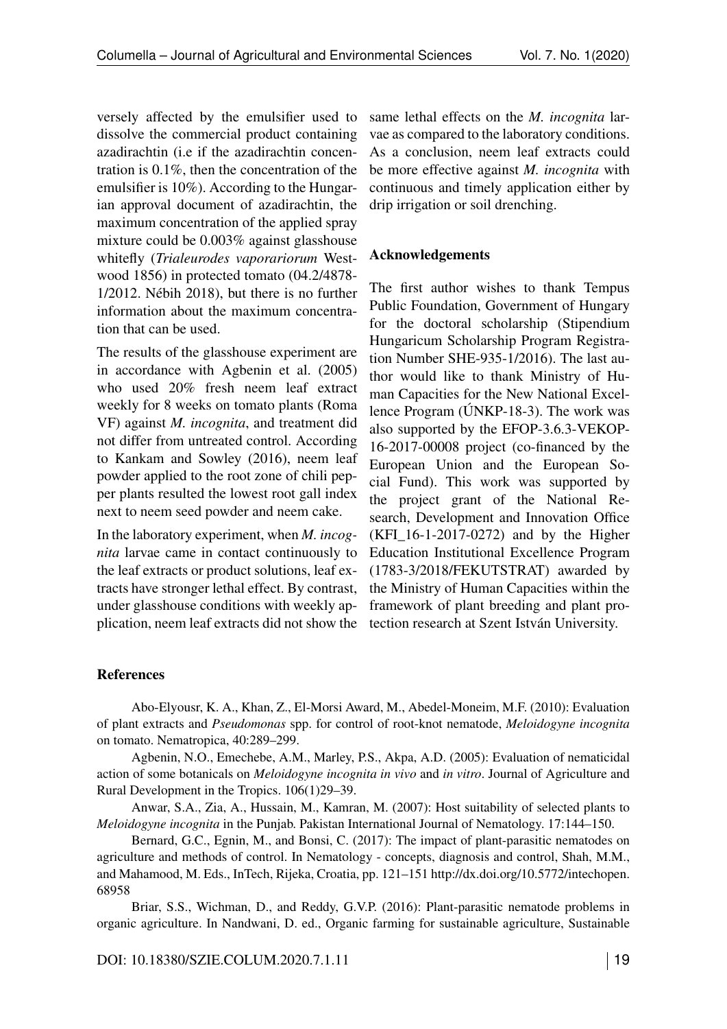versely affected by the emulsifier used to dissolve the commercial product containing azadirachtin (i.e if the azadirachtin concentration is 0.1%, then the concentration of the emulsifier is 10%). According to the Hungarian approval document of azadirachtin, the maximum concentration of the applied spray mixture could be 0.003% against glasshouse whitefly (*Trialeurodes vaporariorum* Westwood 1856) in protected tomato (04.2/4878-1/2012. Nébih 2018), but there is no further information about the maximum concentration that can be used.

The results of the glasshouse experiment are in accordance with Agbenin et al. (2005) who used 20% fresh neem leaf extract weekly for 8 weeks on tomato plants (Roma VF) against *M. incognita*, and treatment did not differ from untreated control. According to Kankam and Sowley (2016), neem leaf powder applied to the root zone of chili pepper plants resulted the lowest root gall index next to neem seed powder and neem cake.

In the laboratory experiment, when *M. incognita* larvae came in contact continuously to the leaf extracts or product solutions, leaf extracts have stronger lethal effect. By contrast, under glasshouse conditions with weekly application, neem leaf extracts did not show the same lethal effects on the *M. incognita* larvae as compared to the laboratory conditions. As a conclusion, neem leaf extracts could be more effective against *M. incognita* with continuous and timely application either by drip irrigation or soil drenching.

## Acknowledgements

The first author wishes to thank Tempus Public Foundation, Government of Hungary for the doctoral scholarship (Stipendium Hungaricum Scholarship Program Registration Number SHE-935-1/2016). The last author would like to thank Ministry of Human Capacities for the New National Excellence Program (ÚNKP-18-3). The work was also supported by the EFOP-3.6.3-VEKOP-16-2017-00008 project (co-financed by the European Union and the European Social Fund). This work was supported by the project grant of the National Research, Development and Innovation Office (KFI_16-1-2017-0272) and by the Higher Education Institutional Excellence Program (1783-3/2018/FEKUTSTRAT) awarded by the Ministry of Human Capacities within the framework of plant breeding and plant protection research at Szent István University.

## References

Abo-Elyousr, K. A., Khan, Z., El-Morsi Award, M., Abedel-Moneim, M.F. (2010): Evaluation of plant extracts and *Pseudomonas* spp. for control of root-knot nematode, *Meloidogyne incognita* on tomato. Nematropica, 40:289–299.

Agbenin, N.O., Emechebe, A.M., Marley, P.S., Akpa, A.D. (2005): Evaluation of nematicidal action of some botanicals on *Meloidogyne incognita in vivo* and *in vitro*. Journal of Agriculture and Rural Development in the Tropics. 106(1)29–39.

Anwar, S.A., Zia, A., Hussain, M., Kamran, M. (2007): Host suitability of selected plants to *Meloidogyne incognita* in the Punjab. Pakistan International Journal of Nematology. 17:144–150.

Bernard, G.C., Egnin, M., and Bonsi, C. (2017): The impact of plant-parasitic nematodes on agriculture and methods of control. In Nematology - concepts, diagnosis and control, Shah, M.M., and Mahamood, M. Eds., InTech, Rijeka, Croatia, pp. 121–151 http://dx.doi.org/10.5772/intechopen.68958

Briar, S.S., Wichman, D., and Reddy, G.V.P. (2016): Plant-parasitic nematode problems in organic agriculture. In Nandwani, D. ed., Organic farming for sustainable agriculture, Sustainable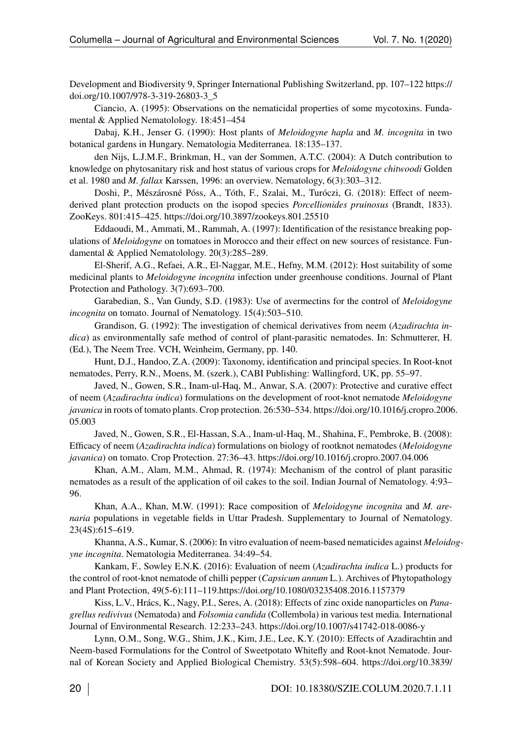Development and Biodiversity 9, Springer International Publishing Switzerland, pp. 107–122 https://doi.org/10.1007/978-3-319-26803-3_5

Ciancio, A. (1995): Observations on the nematicidal properties of some mycotoxins. Fundamental & Applied Nematolology. 18:451–454

Dabaj, K.H., Jenser G. (1990): Host plants of *Meloidogyne hapla* and *M. incognita* in two botanical gardens in Hungary. Nematologia Mediterranea. 18:135–137.

den Nijs, L.J.M.F., Brinkman, H., van der Sommen, A.T.C. (2004): A Dutch contribution to knowledge on phytosanitary risk and host status of various crops for *Meloidogyne chitwoodi* Golden et al. 1980 and *M. fallax* Karssen, 1996: an overview. Nematology, 6(3):303–312.

Doshi, P., Mészárosné Póss, A., Tóth, F., Szalai, M., Turóczi, G. (2018): Effect of neem-derived plant protection products on the isopod species *Porcellionides pruinosus* (Brandt, 1833). ZooKeys. 801:415–425. https://doi.org/10.3897/zookeys.801.25510

Eddaoudi, M., Ammati, M., Rammah, A. (1997): Identification of the resistance breaking populations of *Meloidogyne* on tomatoes in Morocco and their effect on new sources of resistance. Fundamental & Applied Nematolology. 20(3):285–289.

El-Sherif, A.G., Refaei, A.R., El-Naggar, M.E., Hefny, M.M. (2012): Host suitability of some medicinal plants to *Meloidogyne incognita* infection under greenhouse conditions. Journal of Plant Protection and Pathology. 3(7):693–700.

Garabedian, S., Van Gundy, S.D. (1983): Use of avermectins for the control of *Meloidogyne incognita* on tomato. Journal of Nematology. 15(4):503–510.

Grandison, G. (1992): The investigation of chemical derivatives from neem (*Azadirachta indica*) as environmentally safe method of control of plant-parasitic nematodes. In: Schmutterer, H. (Ed.), The Neem Tree. VCH, Weinheim, Germany, pp. 140.

Hunt, D.J., Handoo, Z.A. (2009): Taxonomy, identification and principal species. In Root-knot nematodes, Perry, R.N., Moens, M. (szerk.), CABI Publishing: Wallingford, UK, pp. 55–97.

Javed, N., Gowen, S.R., Inam-ul-Haq, M., Anwar, S.A. (2007): Protective and curative effect of neem (*Azadirachta indica*) formulations on the development of root-knot nematode *Meloidogyne javanica* in roots of tomato plants. Crop protection. 26:530–534. https://doi.org/10.1016/j.cropro.2006.05.003

Javed, N., Gowen, S.R., El-Hassan, S.A., Inam-ul-Haq, M., Shahina, F., Pembroke, B. (2008): Efficacy of neem (*Azadirachta indica*) formulations on biology of rootknot nematodes (*Meloidogyne javanica*) on tomato. Crop Protection. 27:36–43. https://doi.org/10.1016/j.cropro.2007.04.006

Khan, A.M., Alam, M.M., Ahmad, R. (1974): Mechanism of the control of plant parasitic nematodes as a result of the application of oil cakes to the soil. Indian Journal of Nematology. 4:93–96.

Khan, A.A., Khan, M.W. (1991): Race composition of *Meloidogyne incognita* and *M. arenaria* populations in vegetable fields in Uttar Pradesh. Supplementary to Journal of Nematology. 23(4S):615–619.

Khanna, A.S., Kumar, S. (2006): In vitro evaluation of neem-based nematicides against *Meloidogyne incognita*. Nematologia Mediterranea. 34:49–54.

Kankam, F., Sowley E.N.K. (2016): Evaluation of neem (*Azadirachta indica* L.) products for the control of root-knot nematode of chilli pepper (*Capsicum annum* L.). Archives of Phytopathology and Plant Protection, 49(5-6):111–119.https://doi.org/10.1080/03235408.2016.1157379

Kiss, L.V., Hrács, K., Nagy, P.I., Seres, A. (2018): Effects of zinc oxide nanoparticles on *Panagrellus redivivus* (Nematoda) and *Folsomia candida* (Collembola) in various test media. International Journal of Environmental Research. 12:233–243. https://doi.org/10.1007/s41742-018-0086-y

Lynn, O.M., Song, W.G., Shim, J.K., Kim, J.E., Lee, K.Y. (2010): Effects of Azadirachtin and Neem-based Formulations for the Control of Sweetpotato Whitefly and Root-knot Nematode. Journal of Korean Society and Applied Biological Chemistry. 53(5):598–604. https://doi.org/10.3839/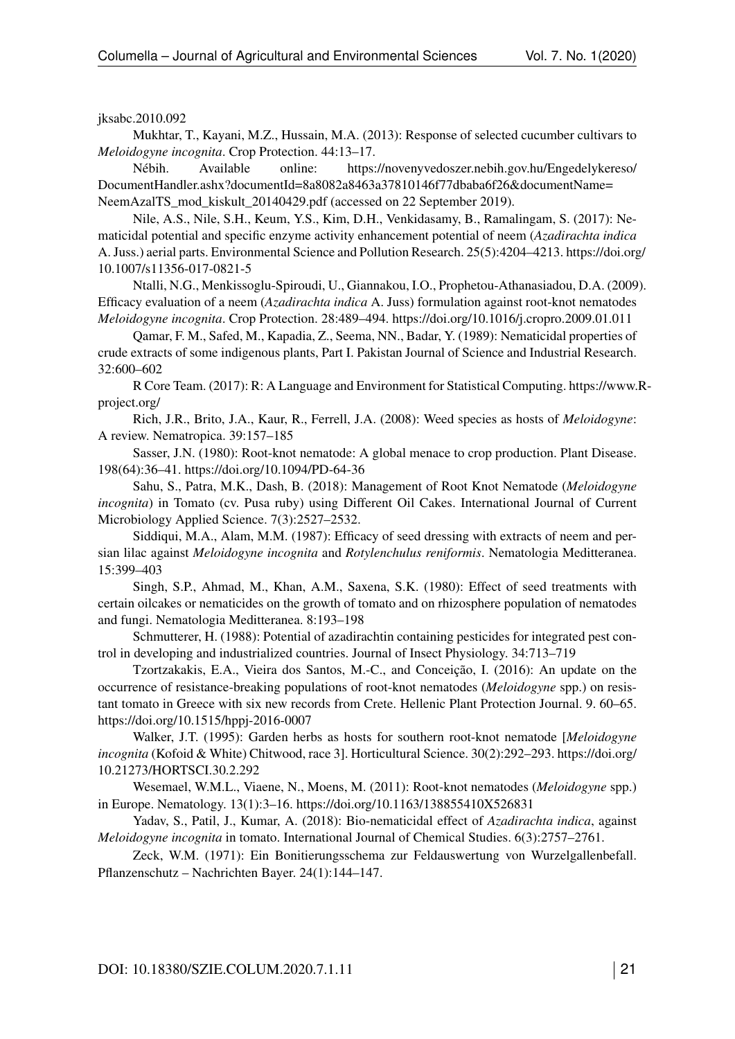jksabc.2010.092

Mukhtar, T., Kayani, M.Z., Hussain, M.A. (2013): Response of selected cucumber cultivars to *Meloidogyne incognita*. Crop Protection. 44:13–17.

Nébih. Available online: https://novenyvedoszer.nebih.gov.hu/Engedelykereso/DocumentHandler.ashx?documentId=8a8082a8463a37810146f77dbaba6f26&documentName=NeemAzalTS_mod_kiskult_20140429.pdf (accessed on 22 September 2019).

Nile, A.S., Nile, S.H., Keum, Y.S., Kim, D.H., Venkidasamy, B., Ramalingam, S. (2017): Nematicidal potential and specific enzyme activity enhancement potential of neem (*Azadirachta indica* A. Juss.) aerial parts. Environmental Science and Pollution Research. 25(5):4204–4213. https://doi.org/10.1007/s11356-017-0821-5

Ntalli, N.G., Menkissoglu-Spiroudi, U., Giannakou, I.O., Prophetou-Athanasiadou, D.A. (2009). Efficacy evaluation of a neem (*Azadirachta indica* A. Juss) formulation against root-knot nematodes *Meloidogyne incognita*. Crop Protection. 28:489–494. https://doi.org/10.1016/j.cropro.2009.01.011

Qamar, F. M., Safed, M., Kapadia, Z., Seema, NN., Badar, Y. (1989): Nematicidal properties of crude extracts of some indigenous plants, Part I. Pakistan Journal of Science and Industrial Research. 32:600–602

R Core Team. (2017): R: A Language and Environment for Statistical Computing. https://www.R-project.org/

Rich, J.R., Brito, J.A., Kaur, R., Ferrell, J.A. (2008): Weed species as hosts of *Meloidogyne*: A review. Nematropica. 39:157–185

Sasser, J.N. (1980): Root-knot nematode: A global menace to crop production. Plant Disease. 198(64):36–41. https://doi.org/10.1094/PD-64-36

Sahu, S., Patra, M.K., Dash, B. (2018): Management of Root Knot Nematode (*Meloidogyne incognita*) in Tomato (cv. Pusa ruby) using Different Oil Cakes. International Journal of Current Microbiology Applied Science. 7(3):2527–2532.

Siddiqui, M.A., Alam, M.M. (1987): Efficacy of seed dressing with extracts of neem and persian lilac against *Meloidogyne incognita* and *Rotylenchulus reniformis*. Nematologia Medditeranea. 15:399–403

Singh, S.P., Ahmad, M., Khan, A.M., Saxena, S.K. (1980): Effect of seed treatments with certain oilcakes or nematicides on the growth of tomato and on rhizosphere population of nematodes and fungi. Nematologia Medditeranea. 8:193–198

Schmutterer, H. (1988): Potential of azadirachtin containing pesticides for integrated pest control in developing and industrialized countries. Journal of Insect Physiology. 34:713–719

Tzortzakakis, E.A., Vieira dos Santos, M.-C., and Conceição, I. (2016): An update on the occurrence of resistance-breaking populations of root-knot nematodes (*Meloidogyne* spp.) on resistant tomato in Greece with six new records from Crete. Hellenic Plant Protection Journal. 9. 60–65. https://doi.org/10.1515/hppj-2016-0007

Walker, J.T. (1995): Garden herbs as hosts for southern root-knot nematode [*Meloidogyne incognita* (Kofoid & White) Chitwood, race 3]. Horticultural Science. 30(2):292–293. https://doi.org/10.21273/HORTSCI.30.2.292

Wesemael, W.M.L., Viaene, N., Moens, M. (2011): Root-knot nematodes (*Meloidogyne* spp.) in Europe. Nematology. 13(1):3–16. https://doi.org/10.1163/138855410X526831

Yadav, S., Patil, J., Kumar, A. (2018): Bio-nematicidal effect of *Azadirachta indica*, against *Meloidogyne incognita* in tomato. International Journal of Chemical Studies. 6(3):2757–2761.

Zeck, W.M. (1971): Ein Bonitierungsschema zur Feldauswertung von Wurzelgallenbefall. Pflanzenschutz – Nachrichten Bayer. 24(1):144–147.